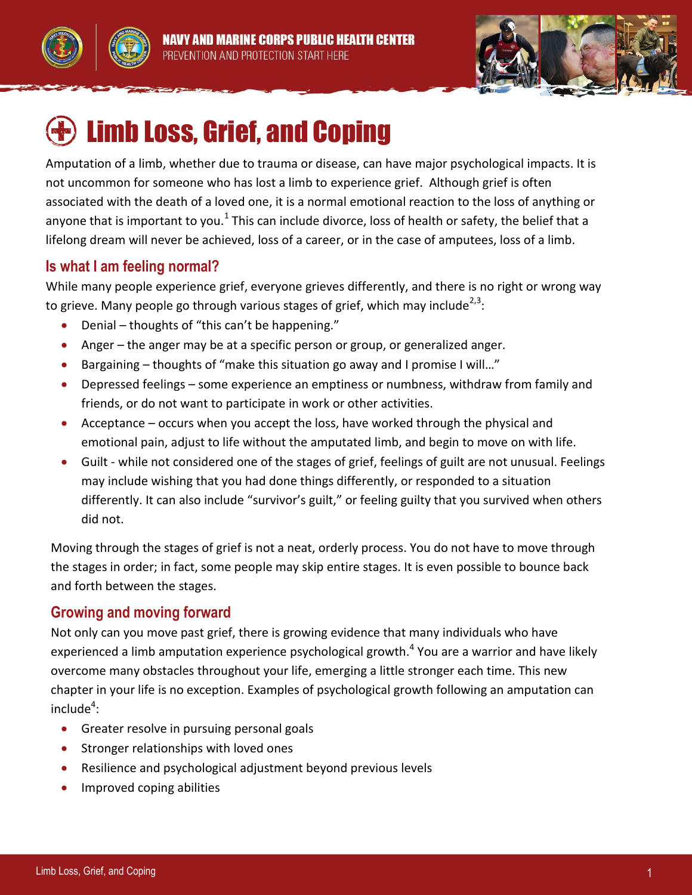NAVY AND MARINE CORPS PUBLIC HEALTH CENTER

PREVENTION AND PROTECTION START HERE

# Limb Loss, Grief, and Coping

Amputation of a limb, whether due to trauma or disease, can have major psychological impacts. It is not uncommon for someone who has lost a limb to experience grief. Although grief is often associated with the death of a loved one, it is a normal emotional reaction to the loss of anything or anyone that is important to you.[1] This can include divorce, loss of health or safety, the belief that a lifelong dream will never be achieved, loss of a career, or in the case of amputees, loss of a limb.

## Is what I am feeling normal?

While many people experience grief, everyone grieves differently, and there is no right or wrong way to grieve. Many people go through various stages of grief, which may include[2,3]:

- Denial – thoughts of "this can't be happening."
- Anger – the anger may be at a specific person or group, or generalized anger.
- Bargaining – thoughts of "make this situation go away and I promise I will…"
- Depressed feelings – some experience an emptiness or numbness, withdraw from family and friends, or do not want to participate in work or other activities.
- Acceptance – occurs when you accept the loss, have worked through the physical and emotional pain, adjust to life without the amputated limb, and begin to move on with life.
- Guilt - while not considered one of the stages of grief, feelings of guilt are not unusual. Feelings may include wishing that you had done things differently, or responded to a situation differently. It can also include "survivor's guilt," or feeling guilty that you survived when others did not.

Moving through the stages of grief is not a neat, orderly process. You do not have to move through the stages in order; in fact, some people may skip entire stages. It is even possible to bounce back and forth between the stages.

## Growing and moving forward

Not only can you move past grief, there is growing evidence that many individuals who have experienced a limb amputation experience psychological growth.[4] You are a warrior and have likely overcome many obstacles throughout your life, emerging a little stronger each time. This new chapter in your life is no exception. Examples of psychological growth following an amputation can include[4]:

- Greater resolve in pursuing personal goals
- Stronger relationships with loved ones
- Resilience and psychological adjustment beyond previous levels
- Improved coping abilities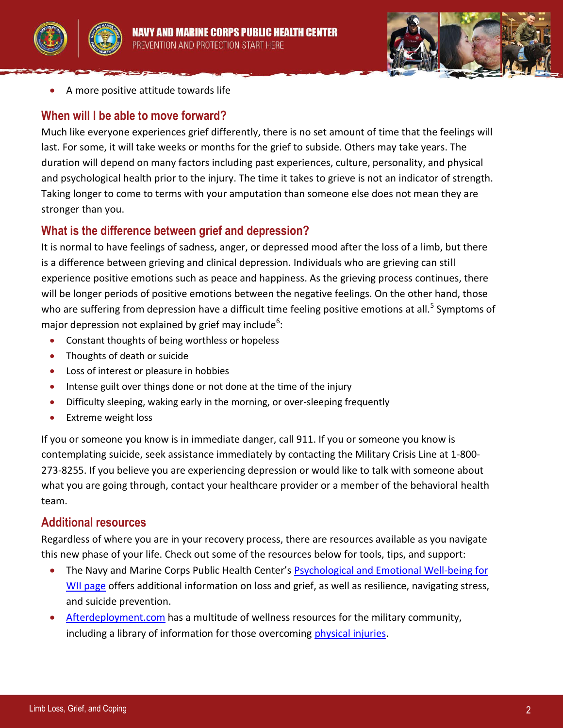- A more positive attitude towards life

## When will I be able to move forward?

Much like everyone experiences grief differently, there is no set amount of time that the feelings will last. For some, it will take weeks or months for the grief to subside. Others may take years. The duration will depend on many factors including past experiences, culture, personality, and physical and psychological health prior to the injury. The time it takes to grieve is not an indicator of strength. Taking longer to come to terms with your amputation than someone else does not mean they are stronger than you.

## What is the difference between grief and depression?

It is normal to have feelings of sadness, anger, or depressed mood after the loss of a limb, but there is a difference between grieving and clinical depression. Individuals who are grieving can still experience positive emotions such as peace and happiness. As the grieving process continues, there will be longer periods of positive emotions between the negative feelings. On the other hand, those who are suffering from depression have a difficult time feeling positive emotions at all.[5] Symptoms of major depression not explained by grief may include[6]:

- Constant thoughts of being worthless or hopeless
- Thoughts of death or suicide
- Loss of interest or pleasure in hobbies
- Intense guilt over things done or not done at the time of the injury
- Difficulty sleeping, waking early in the morning, or over-sleeping frequently
- Extreme weight loss

If you or someone you know is in immediate danger, call 911. If you or someone you know is contemplating suicide, seek assistance immediately by contacting the Military Crisis Line at 1-800-273-8255. If you believe you are experiencing depression or would like to talk with someone about what you are going through, contact your healthcare provider or a member of the behavioral health team.

## Additional resources

Regardless of where you are in your recovery process, there are resources available as you navigate this new phase of your life. Check out some of the resources below for tools, tips, and support:

- The Navy and Marine Corps Public Health Center's Psychological and Emotional Well-being for WII page offers additional information on loss and grief, as well as resilience, navigating stress, and suicide prevention.
- Afterdeployment.com has a multitude of wellness resources for the military community, including a library of information for those overcoming physical injuries.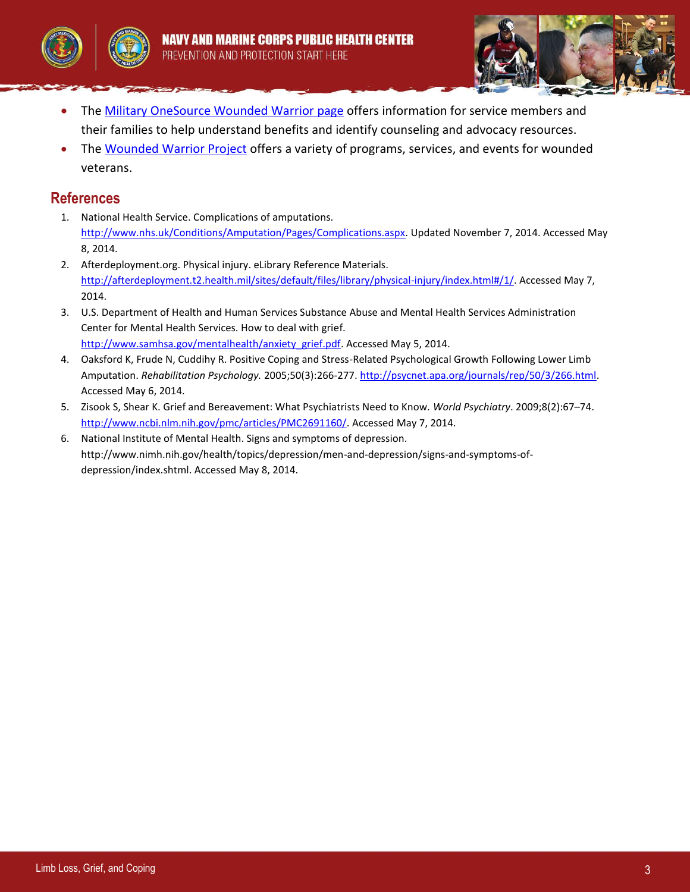- The [Military OneSource Wounded Warrior page](#) offers information for service members and their families to help understand benefits and identify counseling and advocacy resources.
- The [Wounded Warrior Project](#) offers a variety of programs, services, and events for wounded veterans.

## References

1. National Health Service. Complications of amputations. http://www.nhs.uk/Conditions/Amputation/Pages/Complications.aspx. Updated November 7, 2014. Accessed May 8, 2014.
2. Afterdeployment.org. Physical injury. eLibrary Reference Materials. http://afterdeployment.t2.health.mil/sites/default/files/library/physical-injury/index.html#/1/. Accessed May 7, 2014.
3. U.S. Department of Health and Human Services Substance Abuse and Mental Health Services Administration Center for Mental Health Services. How to deal with grief. http://www.samhsa.gov/mentalhealth/anxiety_grief.pdf. Accessed May 5, 2014.
4. Oaksford K, Frude N, Cuddihy R. Positive Coping and Stress-Related Psychological Growth Following Lower Limb Amputation. *Rehabilitation Psychology.* 2005;50(3):266-277. http://psycnet.apa.org/journals/rep/50/3/266.html. Accessed May 6, 2014.
5. Zisook S, Shear K. Grief and Bereavement: What Psychiatrists Need to Know. *World Psychiatry*. 2009;8(2):67–74. http://www.ncbi.nlm.nih.gov/pmc/articles/PMC2691160/. Accessed May 7, 2014.
6. National Institute of Mental Health. Signs and symptoms of depression. http://www.nimh.nih.gov/health/topics/depression/men-and-depression/signs-and-symptoms-of-depression/index.shtml. Accessed May 8, 2014.